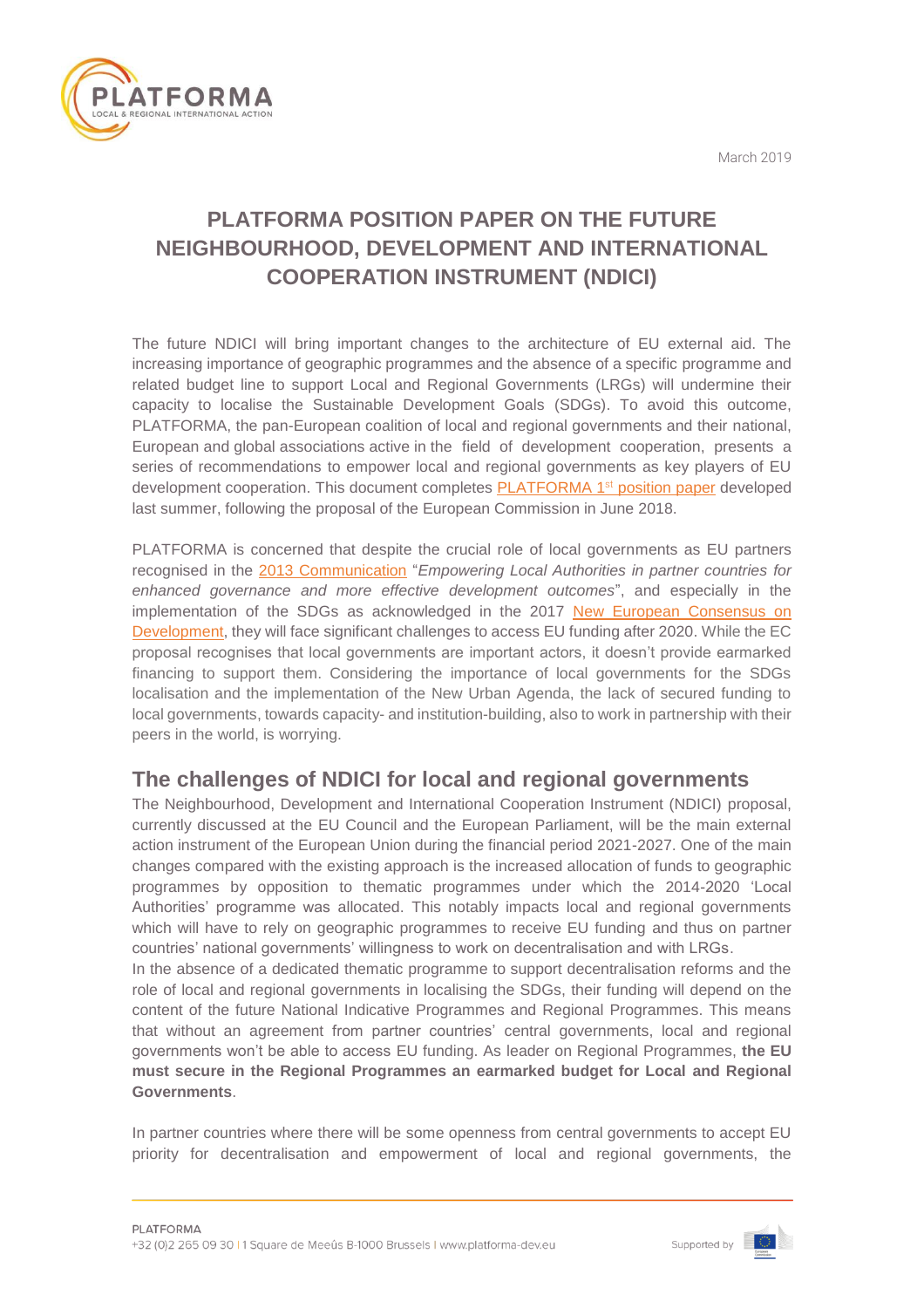March 2019

# PLATFORMA POSITION PAPER ON THE FUTURE NEIGHBOURHOOD, DEVELOPMENT AND INTERNATIONAL COOPERATION INSTRUMENT (NDICI)

The future NDICI will bring important changes to the architecture of EU external aid. The increasing importance of geographic programmes and the absence of a specific programme and related budget line to support Local and Regional Governments (LRGs) will undermine their capacity to localise the Sustainable Development Goals (SDGs). To avoid this outcome, PLATFORMA, the pan-European coalition of local and regional governments and their national, European and global associations active in the field of development cooperation, presents a series of recommendations to empower local and regional governments as key players of EU development cooperation. This document completes PLATFORMA 1st position paper developed last summer, following the proposal of the European Commission in June 2018.

PLATFORMA is concerned that despite the crucial role of local governments as EU partners recognised in the 2013 Communication "*Empowering Local Authorities in partner countries for enhanced governance and more effective development outcomes*", and especially in the implementation of the SDGs as acknowledged in the 2017 New European Consensus on Development, they will face significant challenges to access EU funding after 2020. While the EC proposal recognises that local governments are important actors, it doesn't provide earmarked financing to support them. Considering the importance of local governments for the SDGs localisation and the implementation of the New Urban Agenda, the lack of secured funding to local governments, towards capacity- and institution-building, also to work in partnership with their peers in the world, is worrying.

## The challenges of NDICI for local and regional governments

The Neighbourhood, Development and International Cooperation Instrument (NDICI) proposal, currently discussed at the EU Council and the European Parliament, will be the main external action instrument of the European Union during the financial period 2021-2027. One of the main changes compared with the existing approach is the increased allocation of funds to geographic programmes by opposition to thematic programmes under which the 2014-2020 'Local Authorities' programme was allocated. This notably impacts local and regional governments which will have to rely on geographic programmes to receive EU funding and thus on partner countries' national governments' willingness to work on decentralisation and with LRGs.

In the absence of a dedicated thematic programme to support decentralisation reforms and the role of local and regional governments in localising the SDGs, their funding will depend on the content of the future National Indicative Programmes and Regional Programmes. This means that without an agreement from partner countries' central governments, local and regional governments won't be able to access EU funding. As leader on Regional Programmes, **the EU must secure in the Regional Programmes an earmarked budget for Local and Regional Governments**.

In partner countries where there will be some openness from central governments to accept EU priority for decentralisation and empowerment of local and regional governments, the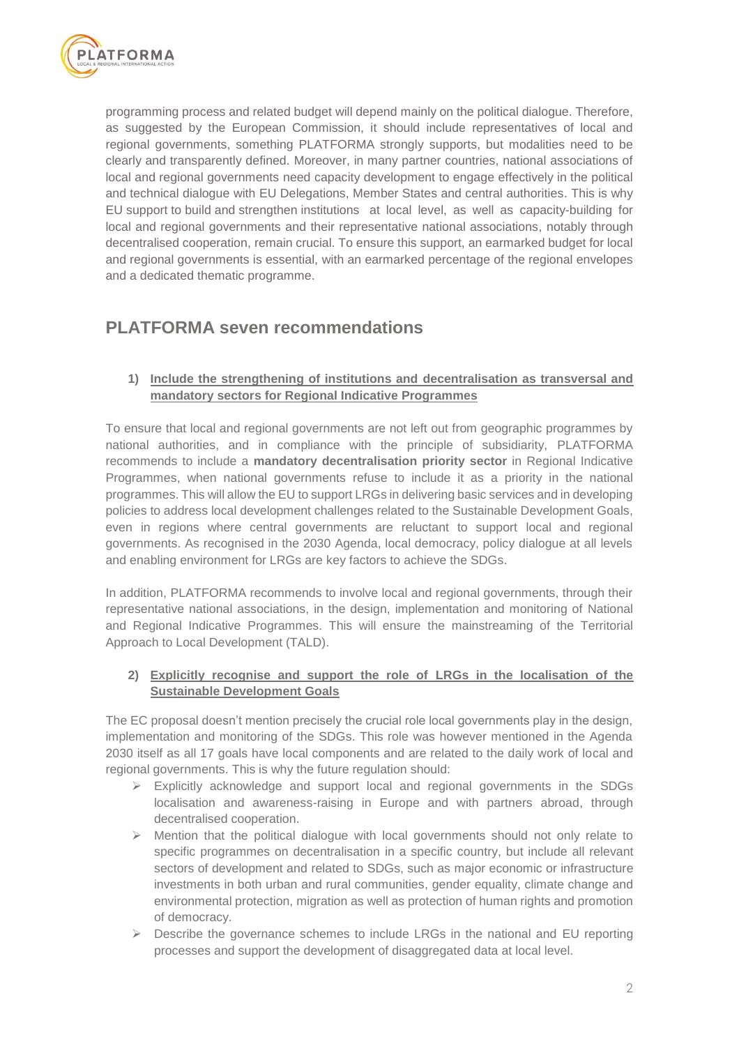programming process and related budget will depend mainly on the political dialogue. Therefore, as suggested by the European Commission, it should include representatives of local and regional governments, something PLATFORMA strongly supports, but modalities need to be clearly and transparently defined. Moreover, in many partner countries, national associations of local and regional governments need capacity development to engage effectively in the political and technical dialogue with EU Delegations, Member States and central authorities. This is why EU support to build and strengthen institutions at local level, as well as capacity-building for local and regional governments and their representative national associations, notably through decentralised cooperation, remain crucial. To ensure this support, an earmarked budget for local and regional governments is essential, with an earmarked percentage of the regional envelopes and a dedicated thematic programme.

## PLATFORMA seven recommendations

### 1) Include the strengthening of institutions and decentralisation as transversal and mandatory sectors for Regional Indicative Programmes

To ensure that local and regional governments are not left out from geographic programmes by national authorities, and in compliance with the principle of subsidiarity, PLATFORMA recommends to include a **mandatory decentralisation priority sector** in Regional Indicative Programmes, when national governments refuse to include it as a priority in the national programmes. This will allow the EU to support LRGs in delivering basic services and in developing policies to address local development challenges related to the Sustainable Development Goals, even in regions where central governments are reluctant to support local and regional governments. As recognised in the 2030 Agenda, local democracy, policy dialogue at all levels and enabling environment for LRGs are key factors to achieve the SDGs.

In addition, PLATFORMA recommends to involve local and regional governments, through their representative national associations, in the design, implementation and monitoring of National and Regional Indicative Programmes. This will ensure the mainstreaming of the Territorial Approach to Local Development (TALD).

### 2) Explicitly recognise and support the role of LRGs in the localisation of the Sustainable Development Goals

The EC proposal doesn't mention precisely the crucial role local governments play in the design, implementation and monitoring of the SDGs. This role was however mentioned in the Agenda 2030 itself as all 17 goals have local components and are related to the daily work of local and regional governments. This is why the future regulation should:

- Explicitly acknowledge and support local and regional governments in the SDGs localisation and awareness-raising in Europe and with partners abroad, through decentralised cooperation.
- Mention that the political dialogue with local governments should not only relate to specific programmes on decentralisation in a specific country, but include all relevant sectors of development and related to SDGs, such as major economic or infrastructure investments in both urban and rural communities, gender equality, climate change and environmental protection, migration as well as protection of human rights and promotion of democracy.
- Describe the governance schemes to include LRGs in the national and EU reporting processes and support the development of disaggregated data at local level.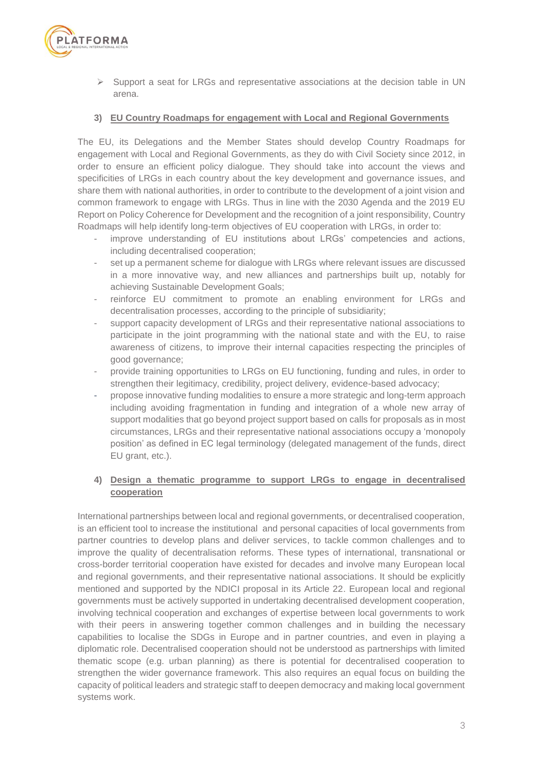- Support a seat for LRGs and representative associations at the decision table in UN arena.

### 3) EU Country Roadmaps for engagement with Local and Regional Governments

The EU, its Delegations and the Member States should develop Country Roadmaps for engagement with Local and Regional Governments, as they do with Civil Society since 2012, in order to ensure an efficient policy dialogue. They should take into account the views and specificities of LRGs in each country about the key development and governance issues, and share them with national authorities, in order to contribute to the development of a joint vision and common framework to engage with LRGs. Thus in line with the 2030 Agenda and the 2019 EU Report on Policy Coherence for Development and the recognition of a joint responsibility, Country Roadmaps will help identify long-term objectives of EU cooperation with LRGs, in order to:

- improve understanding of EU institutions about LRGs' competencies and actions, including decentralised cooperation;
- set up a permanent scheme for dialogue with LRGs where relevant issues are discussed in a more innovative way, and new alliances and partnerships built up, notably for achieving Sustainable Development Goals;
- reinforce EU commitment to promote an enabling environment for LRGs and decentralisation processes, according to the principle of subsidiarity;
- support capacity development of LRGs and their representative national associations to participate in the joint programming with the national state and with the EU, to raise awareness of citizens, to improve their internal capacities respecting the principles of good governance;
- provide training opportunities to LRGs on EU functioning, funding and rules, in order to strengthen their legitimacy, credibility, project delivery, evidence-based advocacy;
- propose innovative funding modalities to ensure a more strategic and long-term approach including avoiding fragmentation in funding and integration of a whole new array of support modalities that go beyond project support based on calls for proposals as in most circumstances, LRGs and their representative national associations occupy a 'monopoly position' as defined in EC legal terminology (delegated management of the funds, direct EU grant, etc.).

### 4) Design a thematic programme to support LRGs to engage in decentralised cooperation

International partnerships between local and regional governments, or decentralised cooperation, is an efficient tool to increase the institutional and personal capacities of local governments from partner countries to develop plans and deliver services, to tackle common challenges and to improve the quality of decentralisation reforms. These types of international, transnational or cross-border territorial cooperation have existed for decades and involve many European local and regional governments, and their representative national associations. It should be explicitly mentioned and supported by the NDICI proposal in its Article 22. European local and regional governments must be actively supported in undertaking decentralised development cooperation, involving technical cooperation and exchanges of expertise between local governments to work with their peers in answering together common challenges and in building the necessary capabilities to localise the SDGs in Europe and in partner countries, and even in playing a diplomatic role. Decentralised cooperation should not be understood as partnerships with limited thematic scope (e.g. urban planning) as there is potential for decentralised cooperation to strengthen the wider governance framework. This also requires an equal focus on building the capacity of political leaders and strategic staff to deepen democracy and making local government systems work.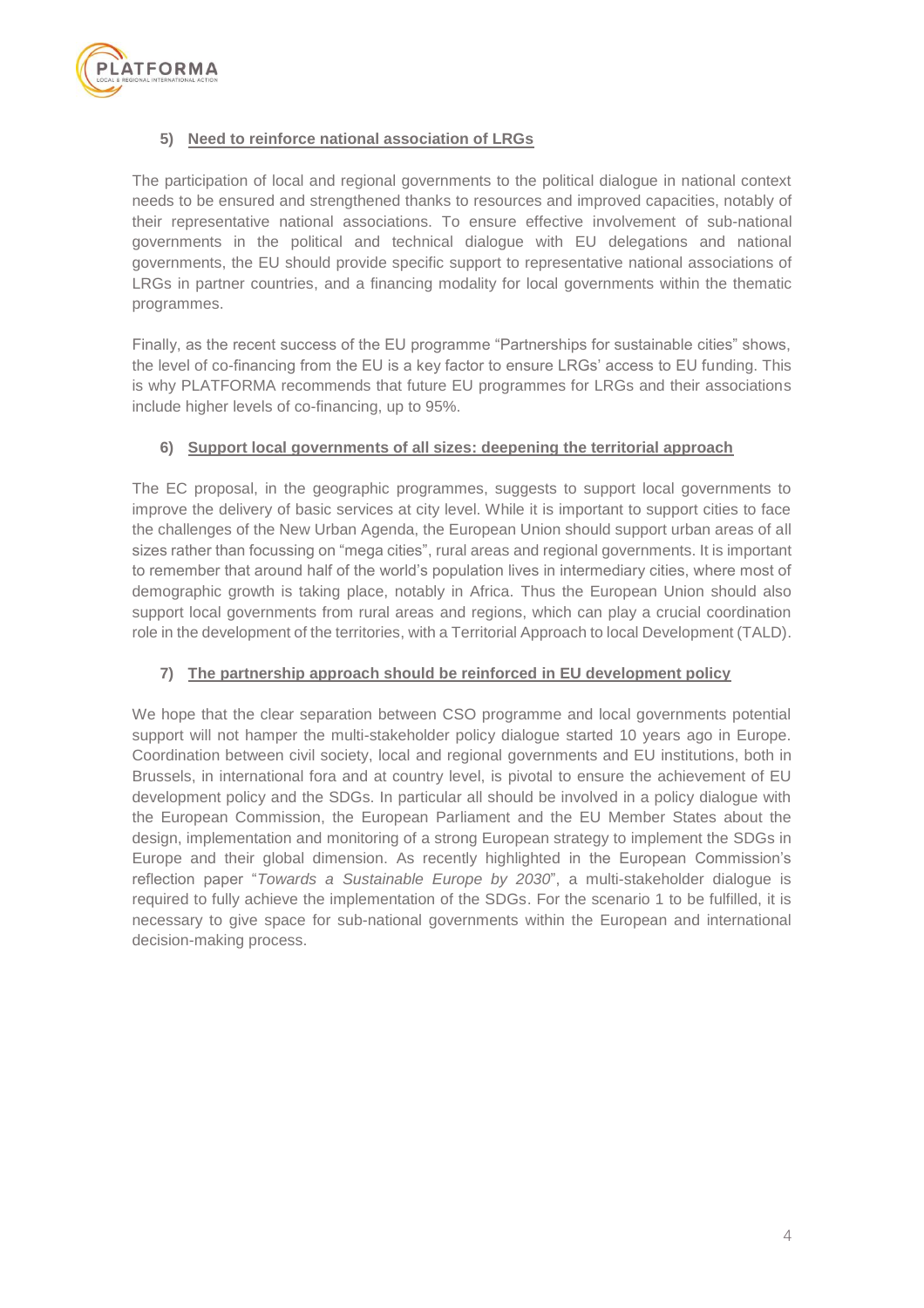### 5) Need to reinforce national association of LRGs

The participation of local and regional governments to the political dialogue in national context needs to be ensured and strengthened thanks to resources and improved capacities, notably of their representative national associations. To ensure effective involvement of sub-national governments in the political and technical dialogue with EU delegations and national governments, the EU should provide specific support to representative national associations of LRGs in partner countries, and a financing modality for local governments within the thematic programmes.

Finally, as the recent success of the EU programme "Partnerships for sustainable cities" shows, the level of co-financing from the EU is a key factor to ensure LRGs' access to EU funding. This is why PLATFORMA recommends that future EU programmes for LRGs and their associations include higher levels of co-financing, up to 95%.

### 6) Support local governments of all sizes: deepening the territorial approach

The EC proposal, in the geographic programmes, suggests to support local governments to improve the delivery of basic services at city level. While it is important to support cities to face the challenges of the New Urban Agenda, the European Union should support urban areas of all sizes rather than focussing on "mega cities", rural areas and regional governments. It is important to remember that around half of the world's population lives in intermediary cities, where most of demographic growth is taking place, notably in Africa. Thus the European Union should also support local governments from rural areas and regions, which can play a crucial coordination role in the development of the territories, with a Territorial Approach to local Development (TALD).

### 7) The partnership approach should be reinforced in EU development policy

We hope that the clear separation between CSO programme and local governments potential support will not hamper the multi-stakeholder policy dialogue started 10 years ago in Europe. Coordination between civil society, local and regional governments and EU institutions, both in Brussels, in international fora and at country level, is pivotal to ensure the achievement of EU development policy and the SDGs. In particular all should be involved in a policy dialogue with the European Commission, the European Parliament and the EU Member States about the design, implementation and monitoring of a strong European strategy to implement the SDGs in Europe and their global dimension. As recently highlighted in the European Commission's reflection paper "*Towards a Sustainable Europe by 2030*", a multi-stakeholder dialogue is required to fully achieve the implementation of the SDGs. For the scenario 1 to be fulfilled, it is necessary to give space for sub-national governments within the European and international decision-making process.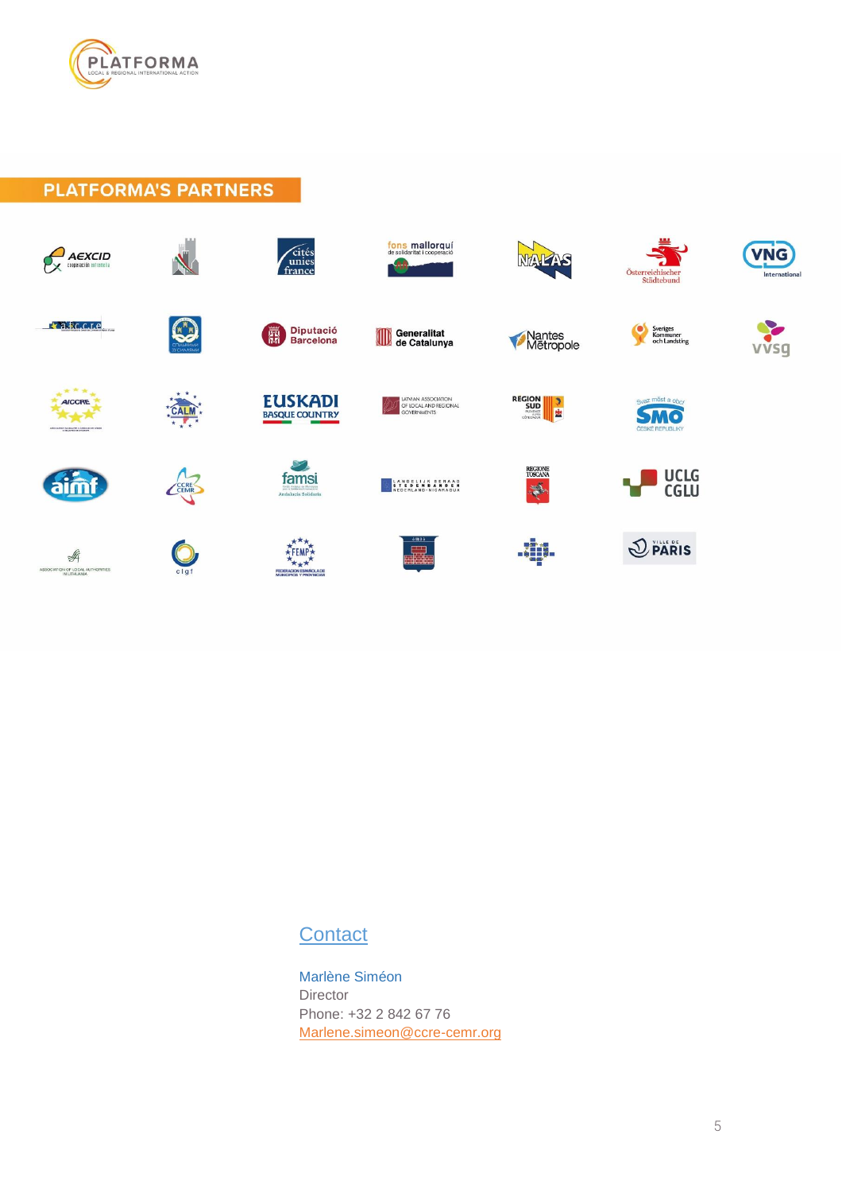## PLATFORMA'S PARTNERS

## Contact

Marlène Siméon
Director
Phone: +32 2 842 67 76
Marlene.simeon@ccre-cemr.org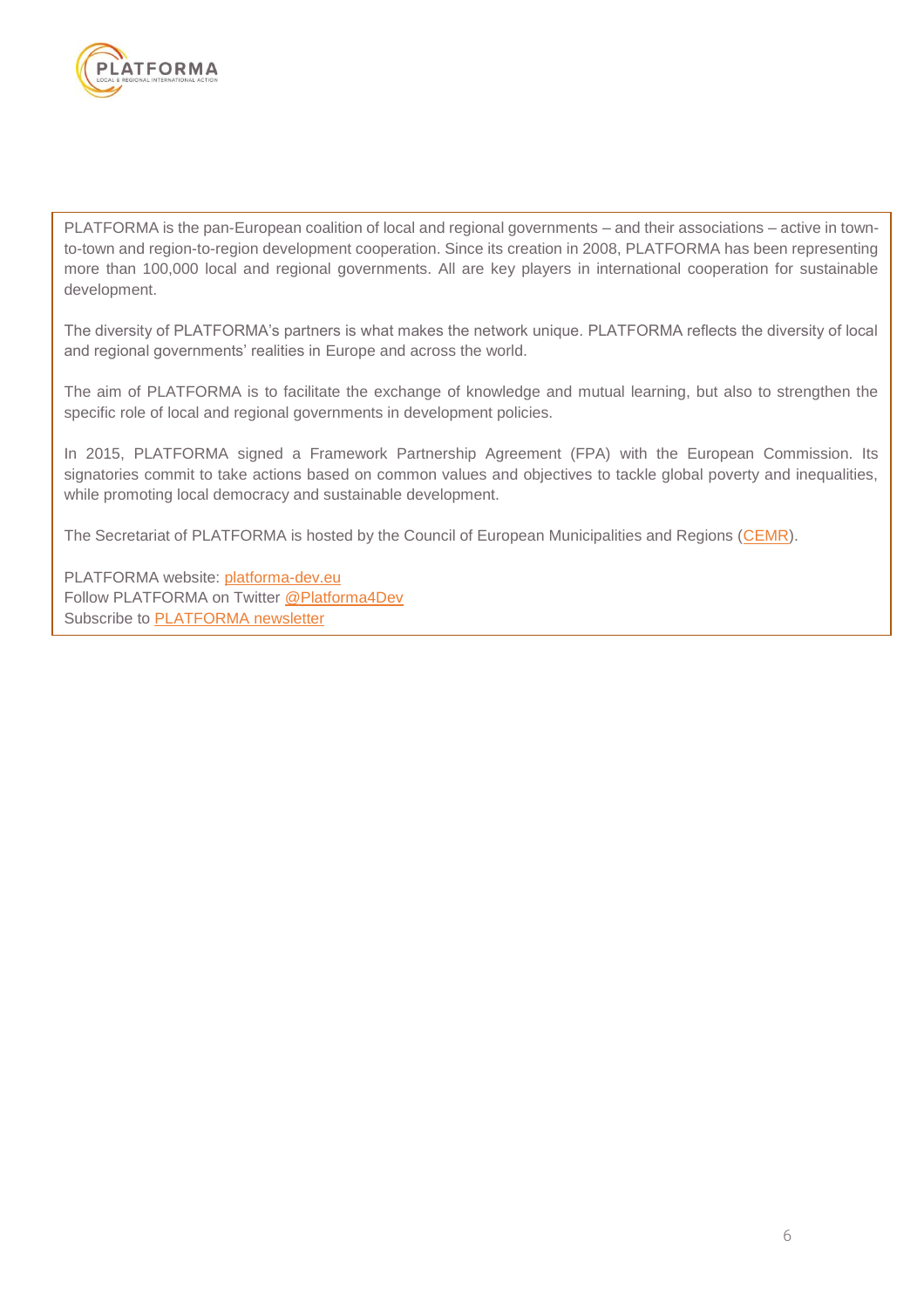PLATFORMA is the pan-European coalition of local and regional governments – and their associations – active in town-to-town and region-to-region development cooperation. Since its creation in 2008, PLATFORMA has been representing more than 100,000 local and regional governments. All are key players in international cooperation for sustainable development.

The diversity of PLATFORMA's partners is what makes the network unique. PLATFORMA reflects the diversity of local and regional governments' realities in Europe and across the world.

The aim of PLATFORMA is to facilitate the exchange of knowledge and mutual learning, but also to strengthen the specific role of local and regional governments in development policies.

In 2015, PLATFORMA signed a Framework Partnership Agreement (FPA) with the European Commission. Its signatories commit to take actions based on common values and objectives to tackle global poverty and inequalities, while promoting local democracy and sustainable development.

The Secretariat of PLATFORMA is hosted by the Council of European Municipalities and Regions (CEMR).

PLATFORMA website: platforma-dev.eu
Follow PLATFORMA on Twitter @Platforma4Dev
Subscribe to PLATFORMA newsletter